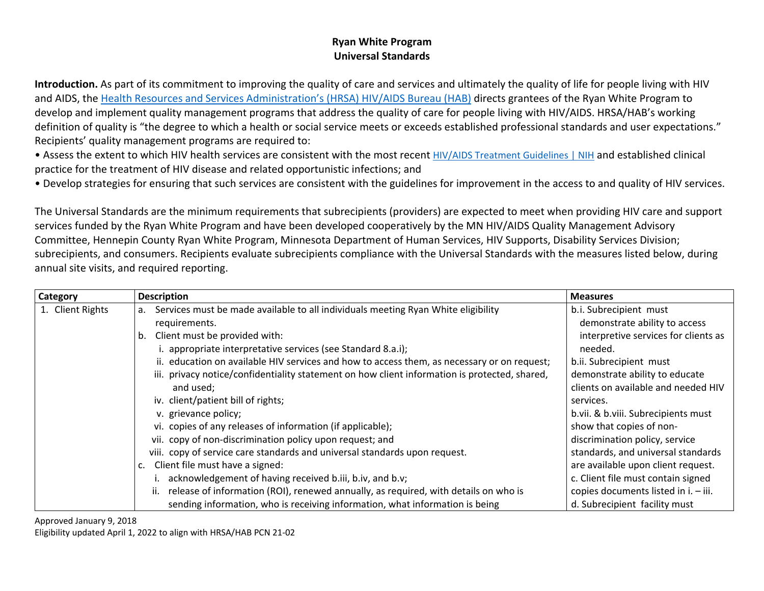# Ryan White Program
## Universal Standards

**Introduction.** As part of its commitment to improving the quality of care and services and ultimately the quality of life for people living with HIV and AIDS, the Health Resources and Services Administration's (HRSA) HIV/AIDS Bureau (HAB) directs grantees of the Ryan White Program to develop and implement quality management programs that address the quality of care for people living with HIV/AIDS. HRSA/HAB's working definition of quality is "the degree to which a health or social service meets or exceeds established professional standards and user expectations." Recipients' quality management programs are required to:

- Assess the extent to which HIV health services are consistent with the most recent HIV/AIDS Treatment Guidelines | NIH and established clinical practice for the treatment of HIV disease and related opportunistic infections; and
- Develop strategies for ensuring that such services are consistent with the guidelines for improvement in the access to and quality of HIV services.

The Universal Standards are the minimum requirements that subrecipients (providers) are expected to meet when providing HIV care and support services funded by the Ryan White Program and have been developed cooperatively by the MN HIV/AIDS Quality Management Advisory Committee, Hennepin County Ryan White Program, Minnesota Department of Human Services, HIV Supports, Disability Services Division; subrecipients, and consumers. Recipients evaluate subrecipients compliance with the Universal Standards with the measures listed below, during annual site visits, and required reporting.

| Category | Description | Measures |
|---|---|---|
| 1. Client Rights | a. Services must be made available to all individuals meeting Ryan White eligibility requirements.<br>b. Client must be provided with:<br>i. appropriate interpretative services (see Standard 8.a.i);<br>ii. education on available HIV services and how to access them, as necessary or on request;<br>iii. privacy notice/confidentiality statement on how client information is protected, shared, and used;<br>iv. client/patient bill of rights;<br>v. grievance policy;<br>vi. copies of any releases of information (if applicable);<br>vii. copy of non-discrimination policy upon request; and<br>viii. copy of service care standards and universal standards upon request.<br>c. Client file must have a signed:<br>i. acknowledgement of having received b.iii, b.iv, and b.v;<br>ii. release of information (ROI), renewed annually, as required, with details on who is sending information, who is receiving information, what information is being | b.i. Subrecipient must demonstrate ability to access interpretive services for clients as needed.<br>b.ii. Subrecipient must demonstrate ability to educate clients on available and needed HIV services.<br>b.vii. & b.viii. Subrecipients must show that copies of non-discrimination policy, service standards, and universal standards are available upon client request.<br>c. Client file must contain signed copies documents listed in i. – iii.<br>d. Subrecipient facility must |

Approved January 9, 2018
Eligibility updated April 1, 2022 to align with HRSA/HAB PCN 21-02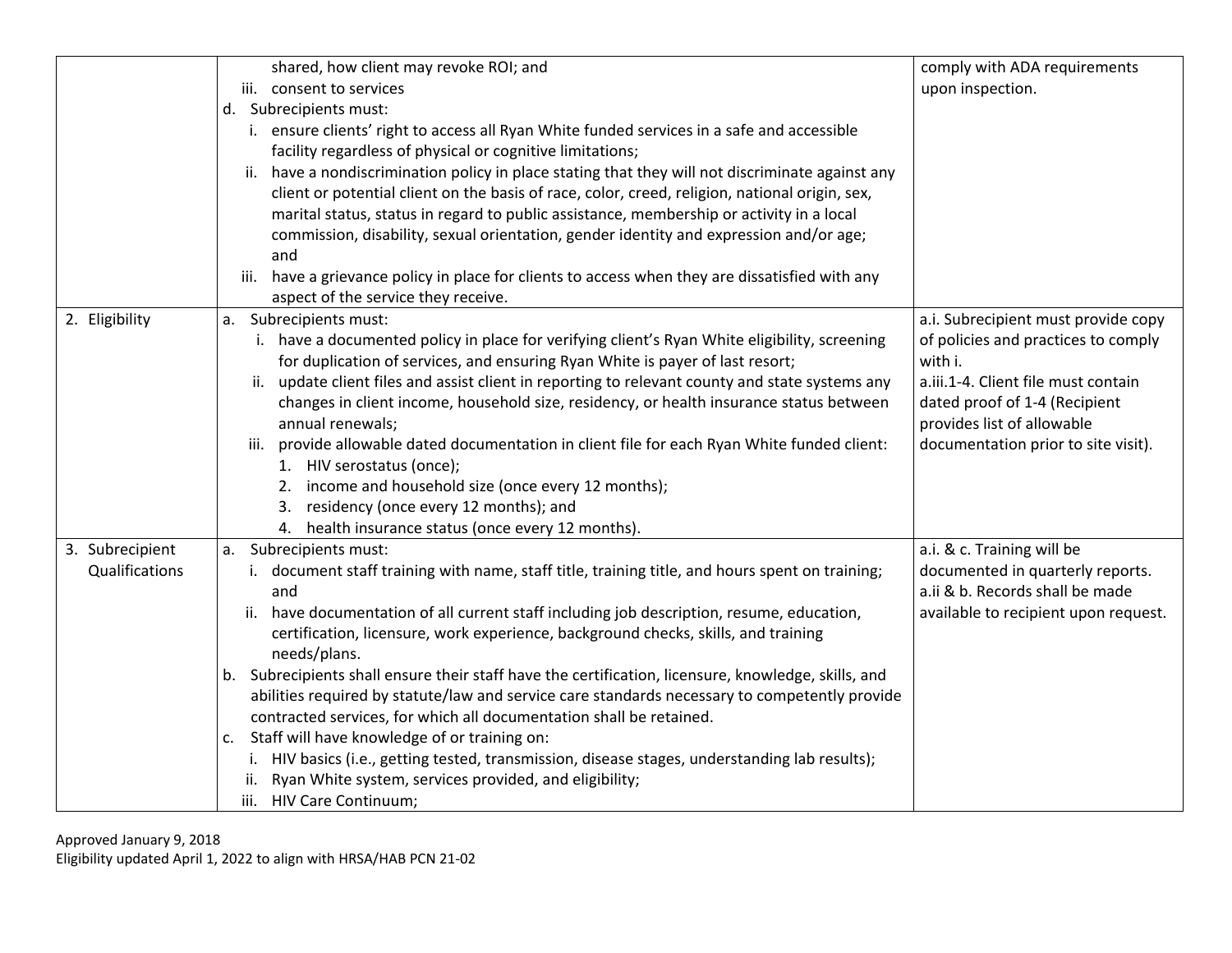| | | |
|---|---|---|
| | shared, how client may revoke ROI; and<br>iii. consent to services<br>d. Subrecipients must:<br>i. ensure clients' right to access all Ryan White funded services in a safe and accessible facility regardless of physical or cognitive limitations;<br>ii. have a nondiscrimination policy in place stating that they will not discriminate against any client or potential client on the basis of race, color, creed, religion, national origin, sex, marital status, status in regard to public assistance, membership or activity in a local commission, disability, sexual orientation, gender identity and expression and/or age; and<br>iii. have a grievance policy in place for clients to access when they are dissatisfied with any aspect of the service they receive. | comply with ADA requirements upon inspection. |
| 2. Eligibility | a. Subrecipients must:<br>i. have a documented policy in place for verifying client's Ryan White eligibility, screening for duplication of services, and ensuring Ryan White is payer of last resort;<br>ii. update client files and assist client in reporting to relevant county and state systems any changes in client income, household size, residency, or health insurance status between annual renewals;<br>iii. provide allowable dated documentation in client file for each Ryan White funded client:<br>1. HIV serostatus (once);<br>2. income and household size (once every 12 months);<br>3. residency (once every 12 months); and<br>4. health insurance status (once every 12 months). | a.i. Subrecipient must provide copy of policies and practices to comply with i.<br>a.iii.1-4. Client file must contain dated proof of 1-4 (Recipient provides list of allowable documentation prior to site visit). |
| 3. Subrecipient Qualifications | a. Subrecipients must:<br>i. document staff training with name, staff title, training title, and hours spent on training; and<br>ii. have documentation of all current staff including job description, resume, education, certification, licensure, work experience, background checks, skills, and training needs/plans.<br>b. Subrecipients shall ensure their staff have the certification, licensure, knowledge, skills, and abilities required by statute/law and service care standards necessary to competently provide contracted services, for which all documentation shall be retained.<br>c. Staff will have knowledge of or training on:<br>i. HIV basics (i.e., getting tested, transmission, disease stages, understanding lab results);<br>ii. Ryan White system, services provided, and eligibility;<br>iii. HIV Care Continuum; | a.i. & c. Training will be documented in quarterly reports.<br>a.ii & b. Records shall be made available to recipient upon request. |

Approved January 9, 2018
Eligibility updated April 1, 2022 to align with HRSA/HAB PCN 21-02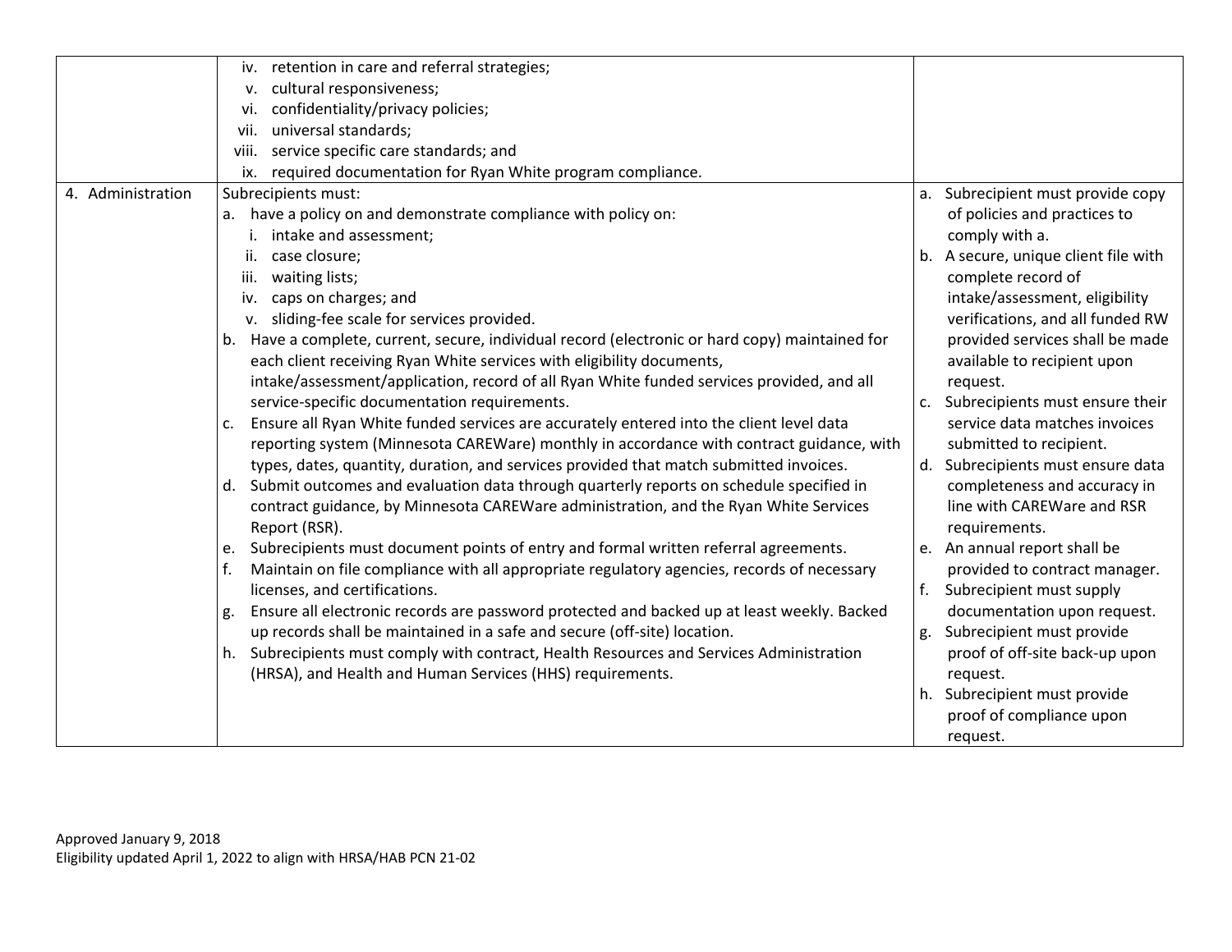| | | |
|---|---|---|
| | iv. retention in care and referral strategies;<br>v. cultural responsiveness;<br>vi. confidentiality/privacy policies;<br>vii. universal standards;<br>viii. service specific care standards; and<br>ix. required documentation for Ryan White program compliance. | |
| 4. Administration | Subrecipients must:<br>a. have a policy on and demonstrate compliance with policy on:<br>i. intake and assessment;<br>ii. case closure;<br>iii. waiting lists;<br>iv. caps on charges; and<br>v. sliding-fee scale for services provided.<br>b. Have a complete, current, secure, individual record (electronic or hard copy) maintained for each client receiving Ryan White services with eligibility documents, intake/assessment/application, record of all Ryan White funded services provided, and all service-specific documentation requirements.<br>c. Ensure all Ryan White funded services are accurately entered into the client level data reporting system (Minnesota CAREWare) monthly in accordance with contract guidance, with types, dates, quantity, duration, and services provided that match submitted invoices.<br>d. Submit outcomes and evaluation data through quarterly reports on schedule specified in contract guidance, by Minnesota CAREWare administration, and the Ryan White Services Report (RSR).<br>e. Subrecipients must document points of entry and formal written referral agreements.<br>f. Maintain on file compliance with all appropriate regulatory agencies, records of necessary licenses, and certifications.<br>g. Ensure all electronic records are password protected and backed up at least weekly. Backed up records shall be maintained in a safe and secure (off-site) location.<br>h. Subrecipients must comply with contract, Health Resources and Services Administration (HRSA), and Health and Human Services (HHS) requirements. | a. Subrecipient must provide copy of policies and practices to comply with a.<br>b. A secure, unique client file with complete record of intake/assessment, eligibility verifications, and all funded RW provided services shall be made available to recipient upon request.<br>c. Subrecipients must ensure their service data matches invoices submitted to recipient.<br>d. Subrecipients must ensure data completeness and accuracy in line with CAREWare and RSR requirements.<br>e. An annual report shall be provided to contract manager.<br>f. Subrecipient must supply documentation upon request.<br>g. Subrecipient must provide proof of off-site back-up upon request.<br>h. Subrecipient must provide proof of compliance upon request. |

Approved January 9, 2018
Eligibility updated April 1, 2022 to align with HRSA/HAB PCN 21-02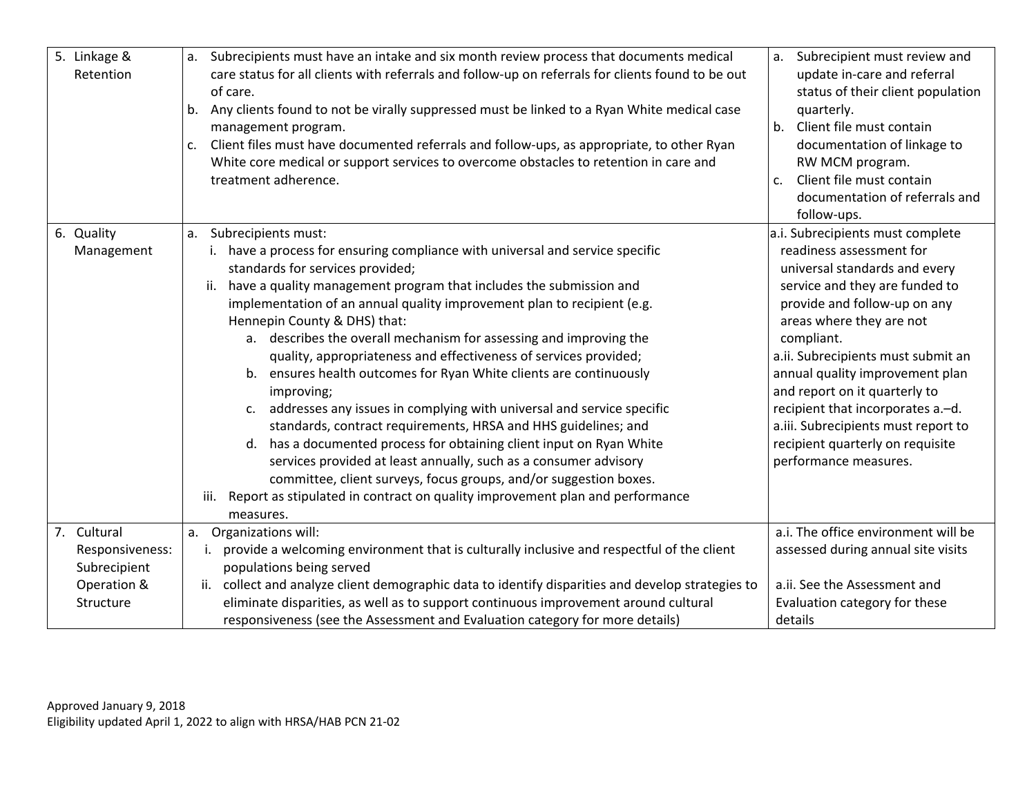| | | |
|---|---|---|
| 5. Linkage & Retention | a. Subrecipients must have an intake and six month review process that documents medical care status for all clients with referrals and follow-up on referrals for clients found to be out of care.<br>b. Any clients found to not be virally suppressed must be linked to a Ryan White medical case management program.<br>c. Client files must have documented referrals and follow-ups, as appropriate, to other Ryan White core medical or support services to overcome obstacles to retention in care and treatment adherence. | a. Subrecipient must review and update in-care and referral status of their client population quarterly.<br>b. Client file must contain documentation of linkage to RW MCM program.<br>c. Client file must contain documentation of referrals and follow-ups. |
| 6. Quality Management | a. Subrecipients must:<br>i. have a process for ensuring compliance with universal and service specific standards for services provided;<br>ii. have a quality management program that includes the submission and implementation of an annual quality improvement plan to recipient (e.g. Hennepin County & DHS) that:<br>a. describes the overall mechanism for assessing and improving the quality, appropriateness and effectiveness of services provided;<br>b. ensures health outcomes for Ryan White clients are continuously improving;<br>c. addresses any issues in complying with universal and service specific standards, contract requirements, HRSA and HHS guidelines; and<br>d. has a documented process for obtaining client input on Ryan White services provided at least annually, such as a consumer advisory committee, client surveys, focus groups, and/or suggestion boxes.<br>iii. Report as stipulated in contract on quality improvement plan and performance measures. | a.i. Subrecipients must complete readiness assessment for universal standards and every service and they are funded to provide and follow-up on any areas where they are not compliant.<br>a.ii. Subrecipients must submit an annual quality improvement plan and report on it quarterly to recipient that incorporates a.–d.<br>a.iii. Subrecipients must report to recipient quarterly on requisite performance measures. |
| 7. Cultural Responsiveness: Subrecipient Operation & Structure | a. Organizations will:<br>i. provide a welcoming environment that is culturally inclusive and respectful of the client populations being served<br>ii. collect and analyze client demographic data to identify disparities and develop strategies to eliminate disparities, as well as to support continuous improvement around cultural responsiveness (see the Assessment and Evaluation category for more details) | a.i. The office environment will be assessed during annual site visits<br><br>a.ii. See the Assessment and Evaluation category for these details |

Approved January 9, 2018
Eligibility updated April 1, 2022 to align with HRSA/HAB PCN 21-02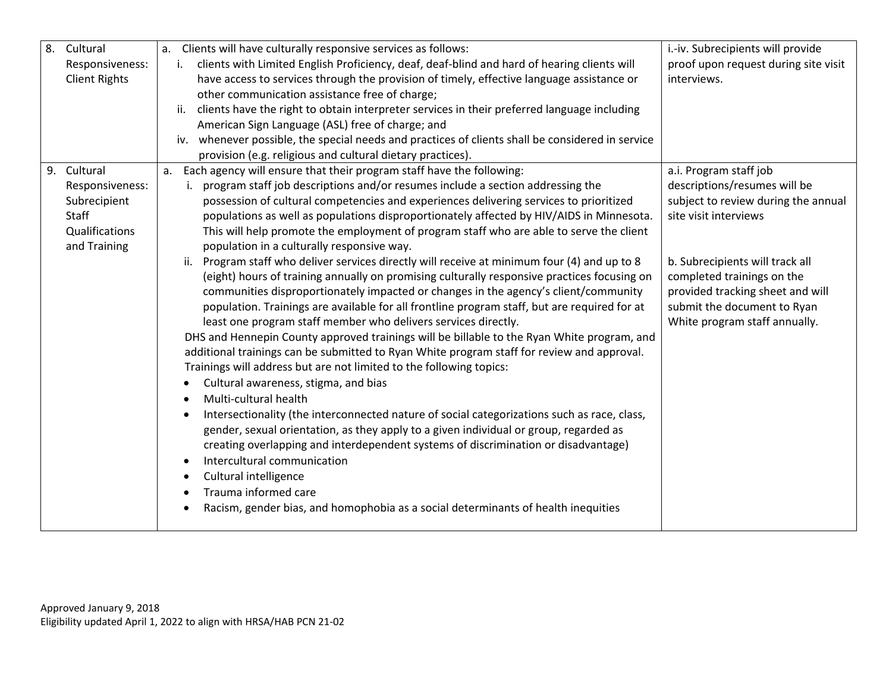| | | |
|---|---|---|
| 8. Cultural Responsiveness: Client Rights | a. Clients will have culturally responsive services as follows:<br>i. clients with Limited English Proficiency, deaf, deaf-blind and hard of hearing clients will have access to services through the provision of timely, effective language assistance or other communication assistance free of charge;<br>ii. clients have the right to obtain interpreter services in their preferred language including American Sign Language (ASL) free of charge; and<br>iv. whenever possible, the special needs and practices of clients shall be considered in service provision (e.g. religious and cultural dietary practices). | i.-iv. Subrecipients will provide proof upon request during site visit interviews. |
| 9. Cultural Responsiveness: Subrecipient Staff Qualifications and Training | a. Each agency will ensure that their program staff have the following:<br>i. program staff job descriptions and/or resumes include a section addressing the possession of cultural competencies and experiences delivering services to prioritized populations as well as populations disproportionately affected by HIV/AIDS in Minnesota. This will help promote the employment of program staff who are able to serve the client population in a culturally responsive way.<br>ii. Program staff who deliver services directly will receive at minimum four (4) and up to 8 (eight) hours of training annually on promising culturally responsive practices focusing on communities disproportionately impacted or changes in the agency's client/community population. Trainings are available for all frontline program staff, but are required for at least one program staff member who delivers services directly.<br>DHS and Hennepin County approved trainings will be billable to the Ryan White program, and additional trainings can be submitted to Ryan White program staff for review and approval. Trainings will address but are not limited to the following topics:<br>• Cultural awareness, stigma, and bias<br>• Multi-cultural health<br>• Intersectionality (the interconnected nature of social categorizations such as race, class, gender, sexual orientation, as they apply to a given individual or group, regarded as creating overlapping and interdependent systems of discrimination or disadvantage)<br>• Intercultural communication<br>• Cultural intelligence<br>• Trauma informed care<br>• Racism, gender bias, and homophobia as a social determinants of health inequities | a.i. Program staff job descriptions/resumes will be subject to review during the annual site visit interviews<br><br>b. Subrecipients will track all completed trainings on the provided tracking sheet and will submit the document to Ryan White program staff annually. |

Approved January 9, 2018
Eligibility updated April 1, 2022 to align with HRSA/HAB PCN 21-02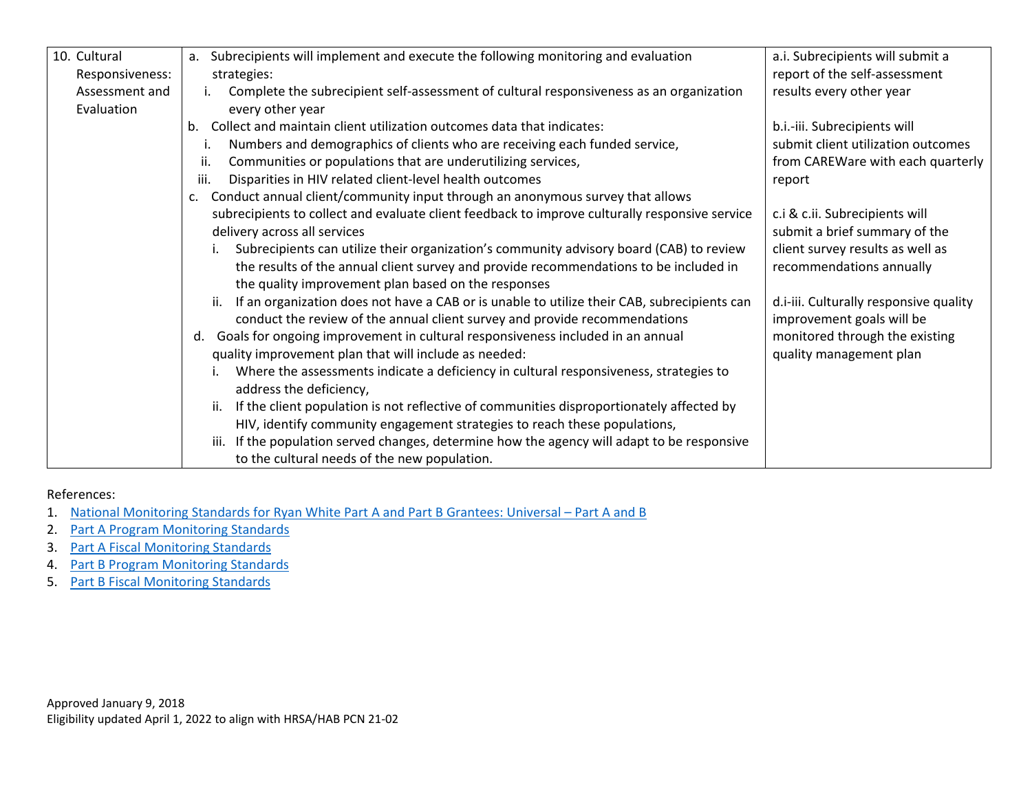| | | |
|---|---|---|
| 10. Cultural Responsiveness: Assessment and Evaluation | a. Subrecipients will implement and execute the following monitoring and evaluation strategies:<br>i. Complete the subrecipient self-assessment of cultural responsiveness as an organization every other year<br>b. Collect and maintain client utilization outcomes data that indicates:<br>i. Numbers and demographics of clients who are receiving each funded service,<br>ii. Communities or populations that are underutilizing services,<br>iii. Disparities in HIV related client-level health outcomes<br>c. Conduct annual client/community input through an anonymous survey that allows subrecipients to collect and evaluate client feedback to improve culturally responsive service delivery across all services<br>i. Subrecipients can utilize their organization's community advisory board (CAB) to review the results of the annual client survey and provide recommendations to be included in the quality improvement plan based on the responses<br>ii. If an organization does not have a CAB or is unable to utilize their CAB, subrecipients can conduct the review of the annual client survey and provide recommendations<br>d. Goals for ongoing improvement in cultural responsiveness included in an annual quality improvement plan that will include as needed:<br>i. Where the assessments indicate a deficiency in cultural responsiveness, strategies to address the deficiency,<br>ii. If the client population is not reflective of communities disproportionately affected by HIV, identify community engagement strategies to reach these populations,<br>iii. If the population served changes, determine how the agency will adapt to be responsive to the cultural needs of the new population. | a.i. Subrecipients will submit a report of the self-assessment results every other year<br><br>b.i.-iii. Subrecipients will submit client utilization outcomes from CAREWare with each quarterly report<br><br>c.i & c.ii. Subrecipients will submit a brief summary of the client survey results as well as recommendations annually<br><br>d.i-iii. Culturally responsive quality improvement goals will be monitored through the existing quality management plan |

References:

1. National Monitoring Standards for Ryan White Part A and Part B Grantees: Universal – Part A and B
2. Part A Program Monitoring Standards
3. Part A Fiscal Monitoring Standards
4. Part B Program Monitoring Standards
5. Part B Fiscal Monitoring Standards

Approved January 9, 2018
Eligibility updated April 1, 2022 to align with HRSA/HAB PCN 21-02